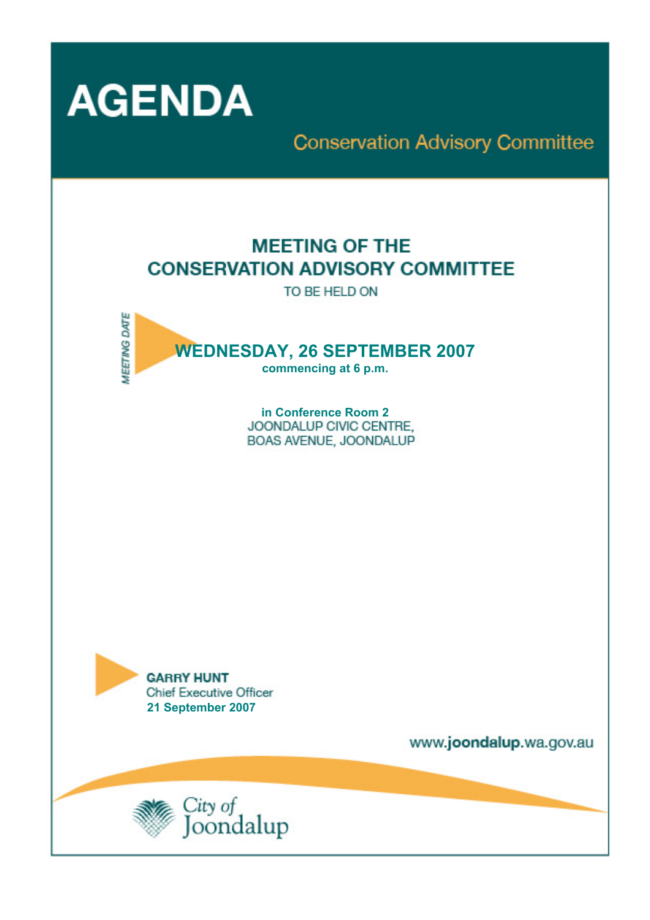# AGENDA

## Conservation Advisory Committee

# MEETING OF THE CONSERVATION ADVISORY COMMITTEE

TO BE HELD ON

*MEETING DATE*

**WEDNESDAY, 26 SEPTEMBER 2007**

**commencing at 6 p.m.**

**in Conference Room 2**
JOONDALUP CIVIC CENTRE,
BOAS AVENUE, JOONDALUP

**GARRY HUNT**
Chief Executive Officer
**21 September 2007**

www.**joondalup**.wa.gov.au

City of Joondalup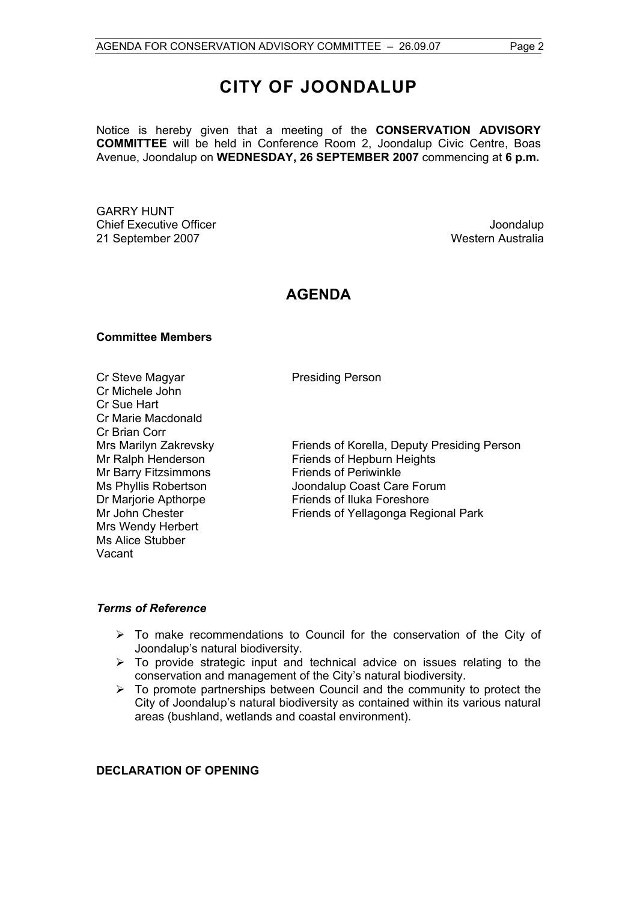# CITY OF JOONDALUP

Notice is hereby given that a meeting of the **CONSERVATION ADVISORY COMMITTEE** will be held in Conference Room 2, Joondalup Civic Centre, Boas Avenue, Joondalup on **WEDNESDAY, 26 SEPTEMBER 2007** commencing at **6 p.m.**

GARRY HUNT
Chief Executive Officer
21 September 2007

Joondalup
Western Australia

## AGENDA

**Committee Members**

| | |
|---|---|
| Cr Steve Magyar | Presiding Person |
| Cr Michele John | |
| Cr Sue Hart | |
| Cr Marie Macdonald | |
| Cr Brian Corr | |
| Mrs Marilyn Zakrevsky | Friends of Korella, Deputy Presiding Person |
| Mr Ralph Henderson | Friends of Hepburn Heights |
| Mr Barry Fitzsimmons | Friends of Periwinkle |
| Ms Phyllis Robertson | Joondalup Coast Care Forum |
| Dr Marjorie Apthorpe | Friends of Iluka Foreshore |
| Mr John Chester | Friends of Yellagonga Regional Park |
| Mrs Wendy Herbert | |
| Ms Alice Stubber | |
| Vacant | |

***Terms of Reference***

- To make recommendations to Council for the conservation of the City of Joondalup's natural biodiversity.
- To provide strategic input and technical advice on issues relating to the conservation and management of the City's natural biodiversity.
- To promote partnerships between Council and the community to protect the City of Joondalup's natural biodiversity as contained within its various natural areas (bushland, wetlands and coastal environment).

**DECLARATION OF OPENING**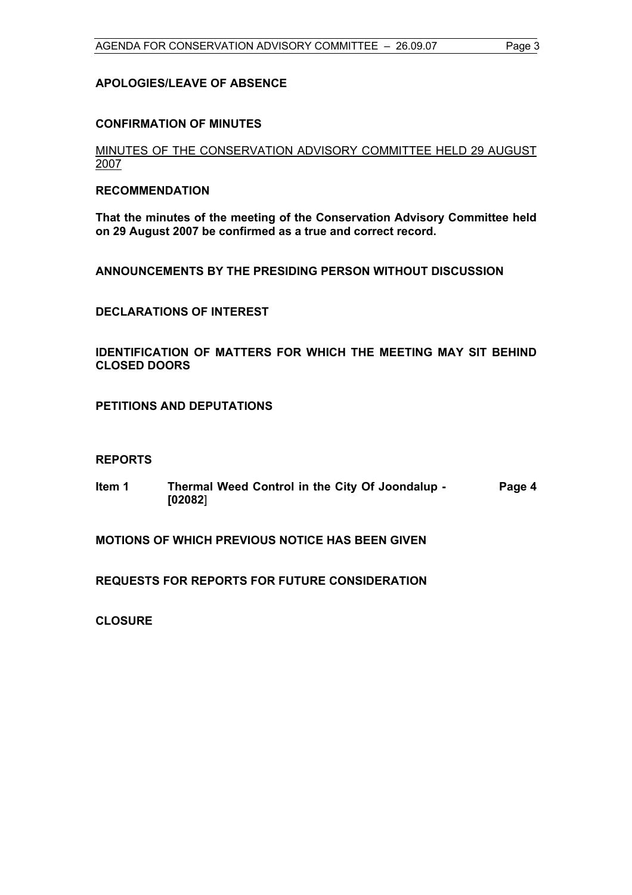**APOLOGIES/LEAVE OF ABSENCE**

**CONFIRMATION OF MINUTES**

MINUTES OF THE CONSERVATION ADVISORY COMMITTEE HELD 29 AUGUST 2007

**RECOMMENDATION**

**That the minutes of the meeting of the Conservation Advisory Committee held on 29 August 2007 be confirmed as a true and correct record.**

**ANNOUNCEMENTS BY THE PRESIDING PERSON WITHOUT DISCUSSION**

**DECLARATIONS OF INTEREST**

**IDENTIFICATION OF MATTERS FOR WHICH THE MEETING MAY SIT BEHIND CLOSED DOORS**

**PETITIONS AND DEPUTATIONS**

**REPORTS**

| | | |
|---|---|---|
| **Item 1** | **Thermal Weed Control in the City Of Joondalup - [02082]** | **Page 4** |

**MOTIONS OF WHICH PREVIOUS NOTICE HAS BEEN GIVEN**

**REQUESTS FOR REPORTS FOR FUTURE CONSIDERATION**

**CLOSURE**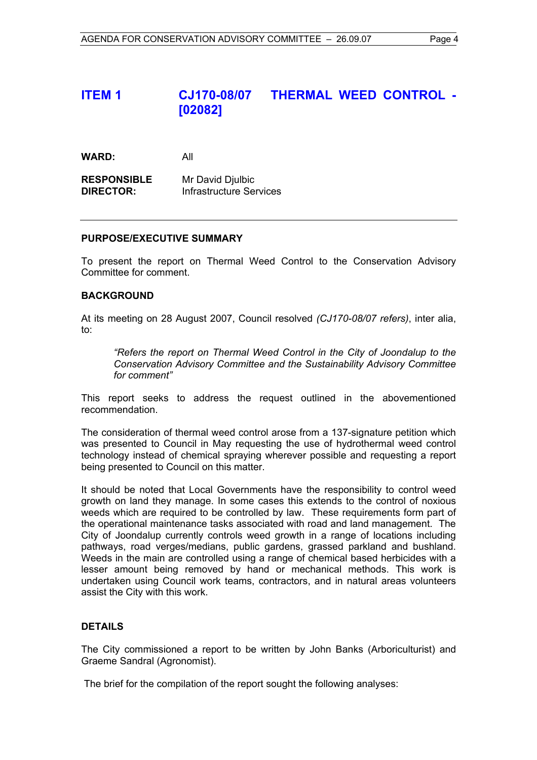# ITEM 1 CJ170-08/07 THERMAL WEED CONTROL - [02082]

**WARD:** All

**RESPONSIBLE DIRECTOR:** Mr David Djulbic
Infrastructure Services

---

**PURPOSE/EXECUTIVE SUMMARY**

To present the report on Thermal Weed Control to the Conservation Advisory Committee for comment.

**BACKGROUND**

At its meeting on 28 August 2007, Council resolved *(CJ170-08/07 refers)*, inter alia, to:

> *"Refers the report on Thermal Weed Control in the City of Joondalup to the Conservation Advisory Committee and the Sustainability Advisory Committee for comment"*

This report seeks to address the request outlined in the abovementioned recommendation.

The consideration of thermal weed control arose from a 137-signature petition which was presented to Council in May requesting the use of hydrothermal weed control technology instead of chemical spraying wherever possible and requesting a report being presented to Council on this matter.

It should be noted that Local Governments have the responsibility to control weed growth on land they manage. In some cases this extends to the control of noxious weeds which are required to be controlled by law. These requirements form part of the operational maintenance tasks associated with road and land management. The City of Joondalup currently controls weed growth in a range of locations including pathways, road verges/medians, public gardens, grassed parkland and bushland. Weeds in the main are controlled using a range of chemical based herbicides with a lesser amount being removed by hand or mechanical methods. This work is undertaken using Council work teams, contractors, and in natural areas volunteers assist the City with this work.

**DETAILS**

The City commissioned a report to be written by John Banks (Arboriculturist) and Graeme Sandral (Agronomist).

The brief for the compilation of the report sought the following analyses: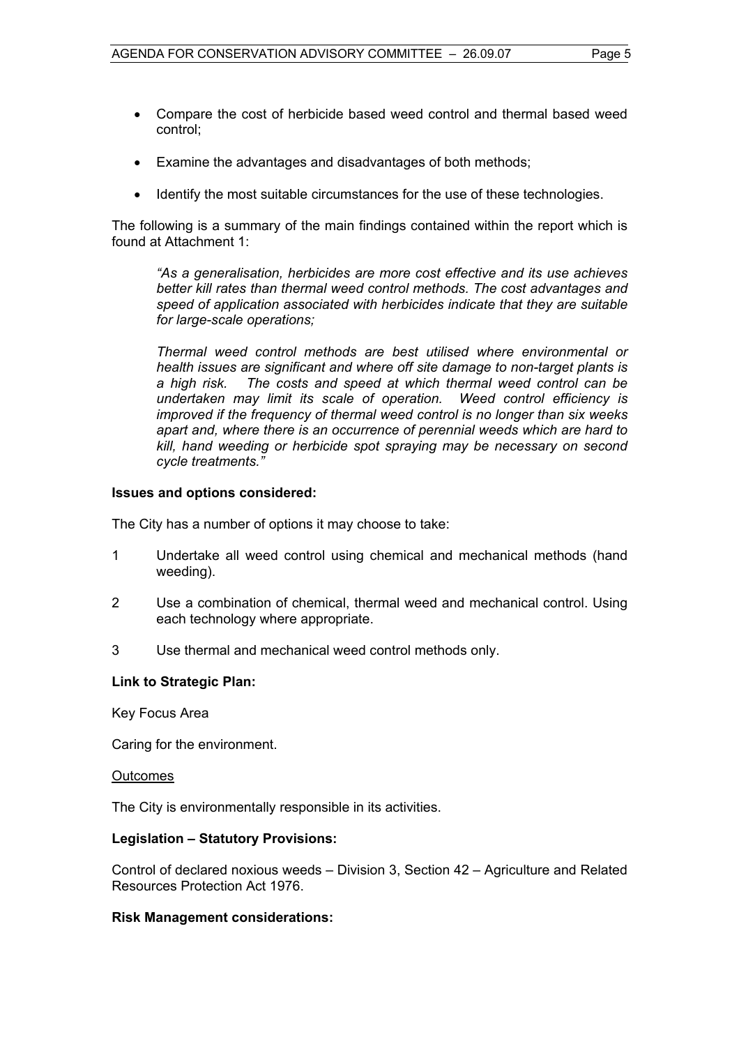- Compare the cost of herbicide based weed control and thermal based weed control;
- Examine the advantages and disadvantages of both methods;
- Identify the most suitable circumstances for the use of these technologies.

The following is a summary of the main findings contained within the report which is found at Attachment 1:

> *"As a generalisation, herbicides are more cost effective and its use achieves better kill rates than thermal weed control methods. The cost advantages and speed of application associated with herbicides indicate that they are suitable for large-scale operations;*
>
> *Thermal weed control methods are best utilised where environmental or health issues are significant and where off site damage to non-target plants is a high risk. The costs and speed at which thermal weed control can be undertaken may limit its scale of operation. Weed control efficiency is improved if the frequency of thermal weed control is no longer than six weeks apart and, where there is an occurrence of perennial weeds which are hard to kill, hand weeding or herbicide spot spraying may be necessary on second cycle treatments."*

**Issues and options considered:**

The City has a number of options it may choose to take:

1. Undertake all weed control using chemical and mechanical methods (hand weeding).
2. Use a combination of chemical, thermal weed and mechanical control. Using each technology where appropriate.
3. Use thermal and mechanical weed control methods only.

**Link to Strategic Plan:**

Key Focus Area

Caring for the environment.

<u>Outcomes</u>

The City is environmentally responsible in its activities.

**Legislation – Statutory Provisions:**

Control of declared noxious weeds – Division 3, Section 42 – Agriculture and Related Resources Protection Act 1976.

**Risk Management considerations:**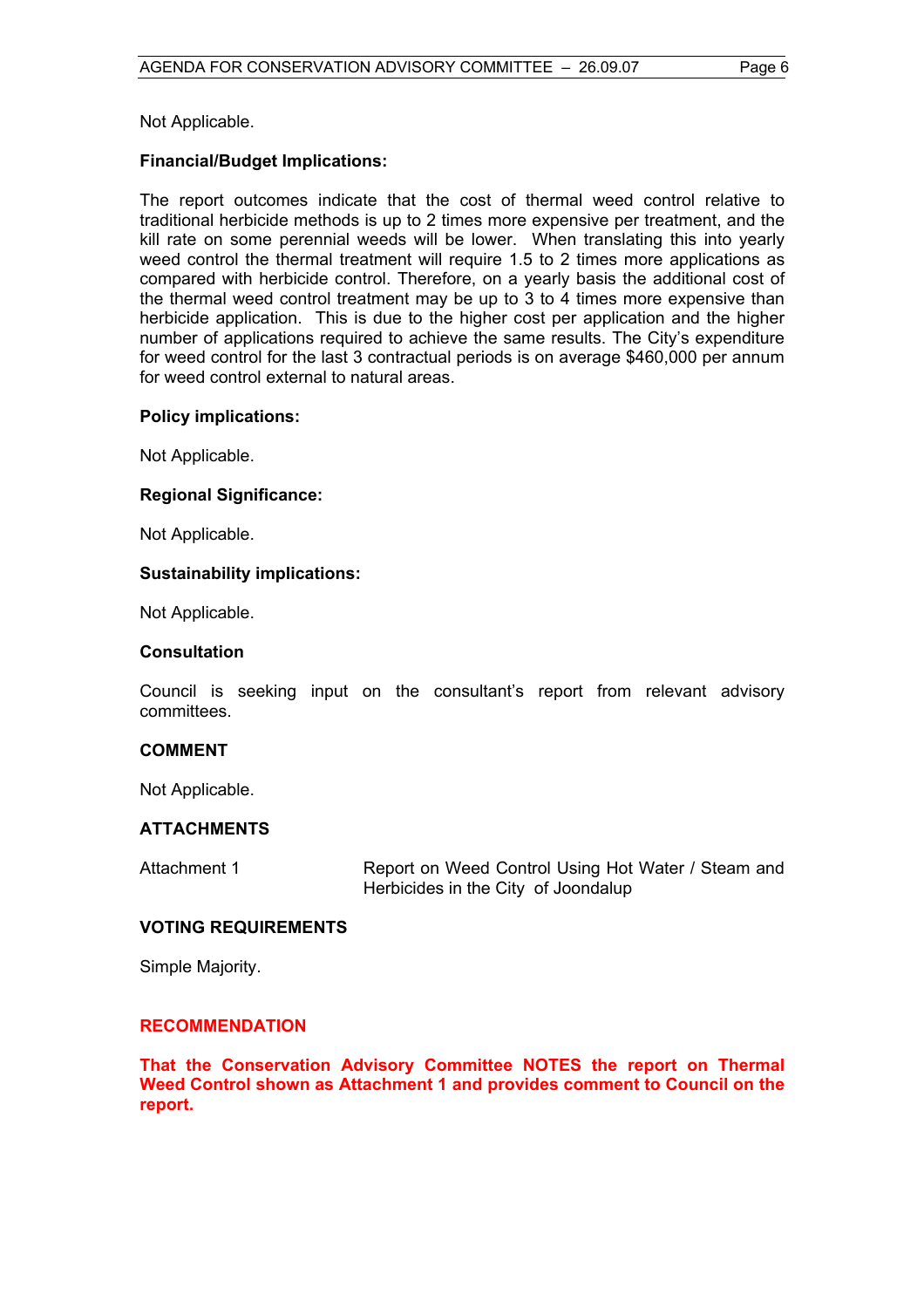Not Applicable.

**Financial/Budget Implications:**

The report outcomes indicate that the cost of thermal weed control relative to traditional herbicide methods is up to 2 times more expensive per treatment, and the kill rate on some perennial weeds will be lower. When translating this into yearly weed control the thermal treatment will require 1.5 to 2 times more applications as compared with herbicide control. Therefore, on a yearly basis the additional cost of the thermal weed control treatment may be up to 3 to 4 times more expensive than herbicide application. This is due to the higher cost per application and the higher number of applications required to achieve the same results. The City's expenditure for weed control for the last 3 contractual periods is on average $460,000 per annum for weed control external to natural areas.

**Policy implications:**

Not Applicable.

**Regional Significance:**

Not Applicable.

**Sustainability implications:**

Not Applicable.

**Consultation**

Council is seeking input on the consultant's report from relevant advisory committees.

**COMMENT**

Not Applicable.

**ATTACHMENTS**

| | |
|---|---|
| Attachment 1 | Report on Weed Control Using Hot Water / Steam and Herbicides in the City of Joondalup |

**VOTING REQUIREMENTS**

Simple Majority.

**RECOMMENDATION**

**That the Conservation Advisory Committee NOTES the report on Thermal Weed Control shown as Attachment 1 and provides comment to Council on the report.**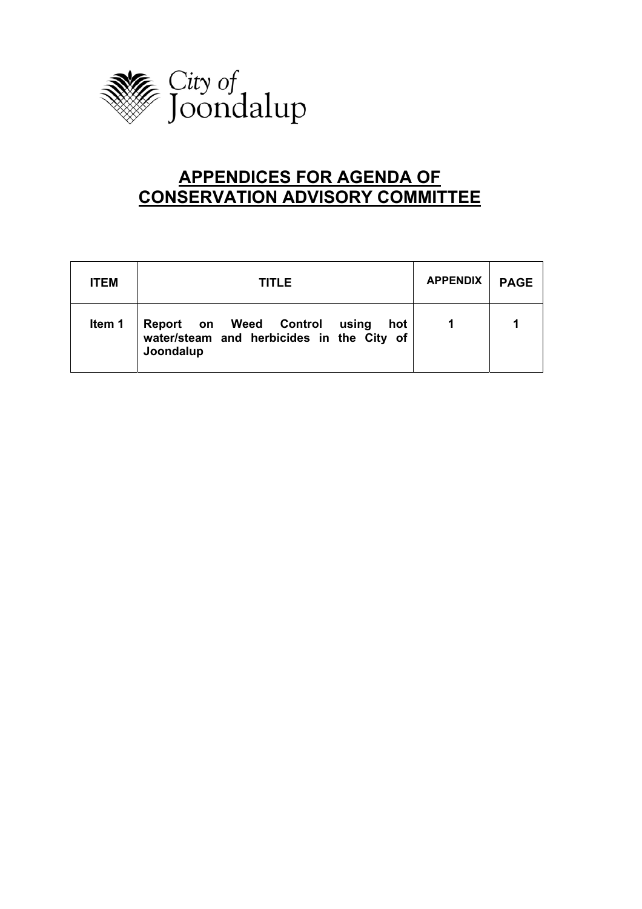City of Joondalup

# APPENDICES FOR AGENDA OF CONSERVATION ADVISORY COMMITTEE

| ITEM | TITLE | APPENDIX | PAGE |
|---|---|---|---|
| Item 1 | Report on Weed Control using hot water/steam and herbicides in the City of Joondalup | 1 | 1 |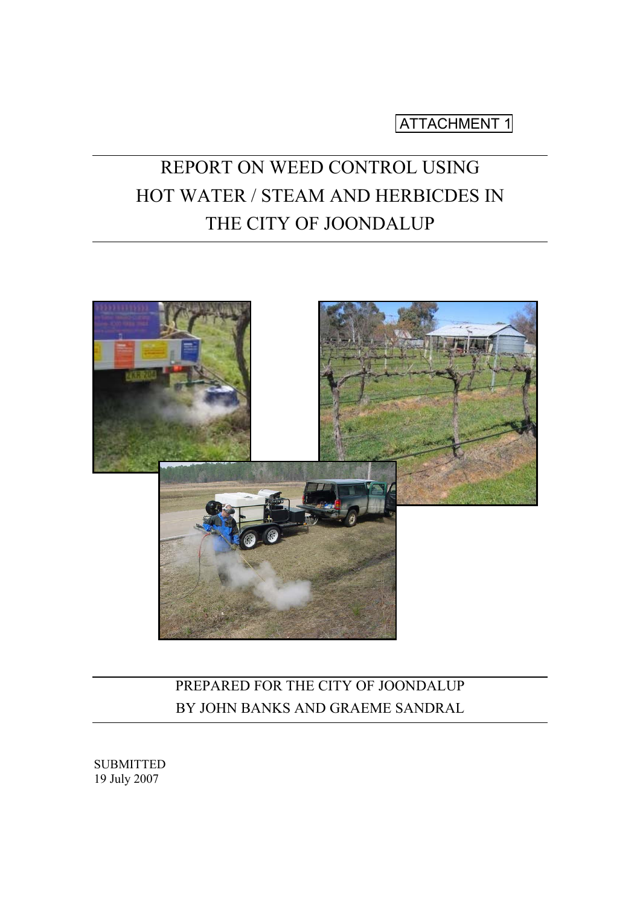ATTACHMENT 1

# REPORT ON WEED CONTROL USING HOT WATER / STEAM AND HERBICDES IN THE CITY OF JOONDALUP

PREPARED FOR THE CITY OF JOONDALUP
BY JOHN BANKS AND GRAEME SANDRAL

SUBMITTED
19 July 2007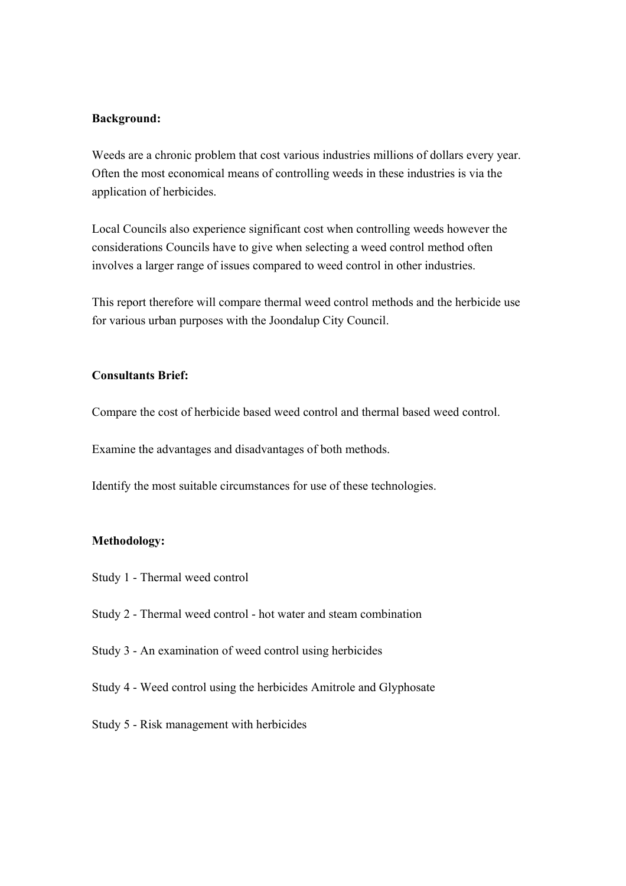**Background:**

Weeds are a chronic problem that cost various industries millions of dollars every year. Often the most economical means of controlling weeds in these industries is via the application of herbicides.

Local Councils also experience significant cost when controlling weeds however the considerations Councils have to give when selecting a weed control method often involves a larger range of issues compared to weed control in other industries.

This report therefore will compare thermal weed control methods and the herbicide use for various urban purposes with the Joondalup City Council.

**Consultants Brief:**

Compare the cost of herbicide based weed control and thermal based weed control.

Examine the advantages and disadvantages of both methods.

Identify the most suitable circumstances for use of these technologies.

**Methodology:**

Study 1 - Thermal weed control

Study 2 - Thermal weed control - hot water and steam combination

Study 3 - An examination of weed control using herbicides

Study 4 - Weed control using the herbicides Amitrole and Glyphosate

Study 5 - Risk management with herbicides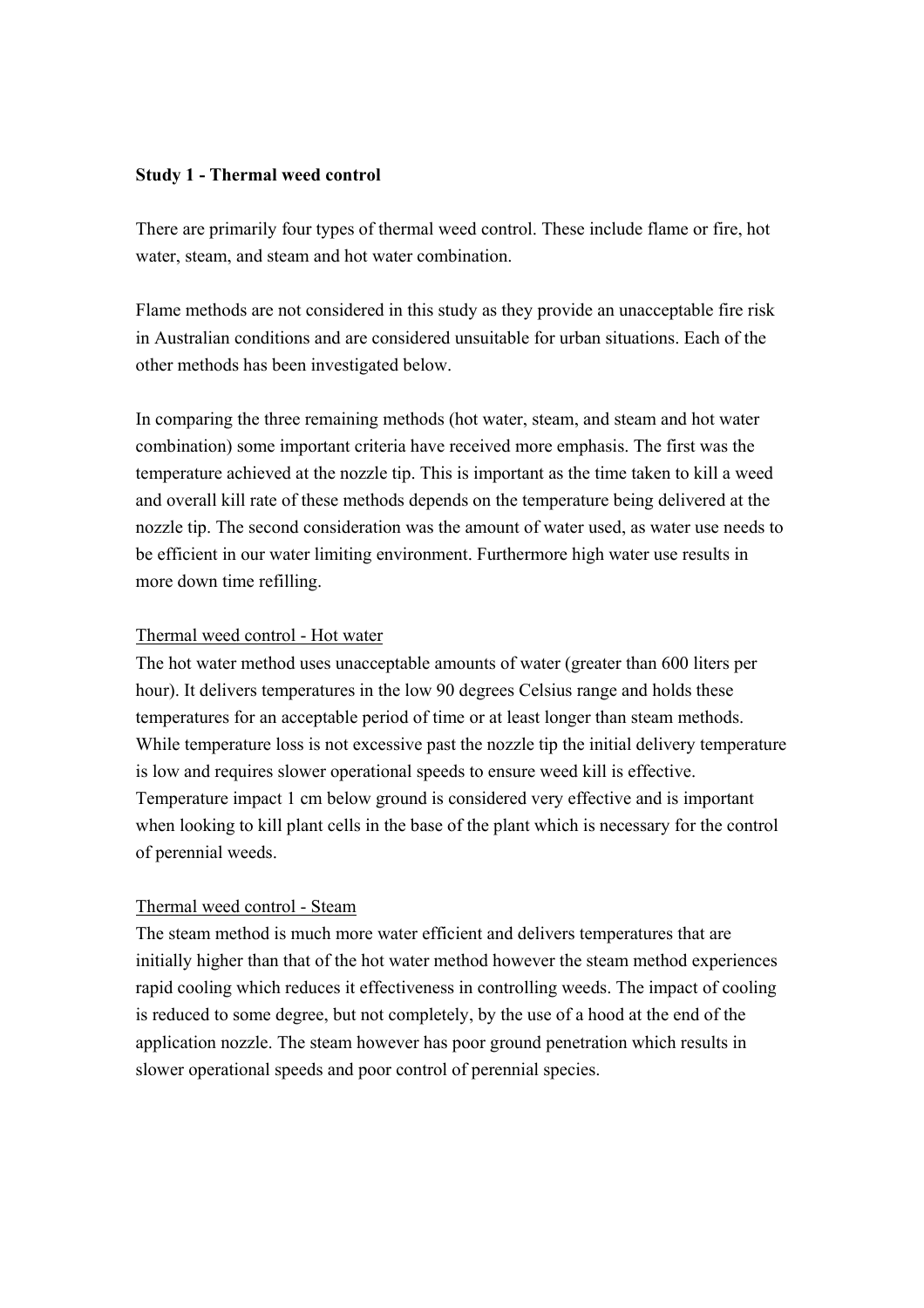**Study 1 - Thermal weed control**

There are primarily four types of thermal weed control. These include flame or fire, hot water, steam, and steam and hot water combination.

Flame methods are not considered in this study as they provide an unacceptable fire risk in Australian conditions and are considered unsuitable for urban situations. Each of the other methods has been investigated below.

In comparing the three remaining methods (hot water, steam, and steam and hot water combination) some important criteria have received more emphasis. The first was the temperature achieved at the nozzle tip. This is important as the time taken to kill a weed and overall kill rate of these methods depends on the temperature being delivered at the nozzle tip. The second consideration was the amount of water used, as water use needs to be efficient in our water limiting environment. Furthermore high water use results in more down time refilling.

<u>Thermal weed control - Hot water</u>

The hot water method uses unacceptable amounts of water (greater than 600 liters per hour). It delivers temperatures in the low 90 degrees Celsius range and holds these temperatures for an acceptable period of time or at least longer than steam methods. While temperature loss is not excessive past the nozzle tip the initial delivery temperature is low and requires slower operational speeds to ensure weed kill is effective. Temperature impact 1 cm below ground is considered very effective and is important when looking to kill plant cells in the base of the plant which is necessary for the control of perennial weeds.

<u>Thermal weed control - Steam</u>

The steam method is much more water efficient and delivers temperatures that are initially higher than that of the hot water method however the steam method experiences rapid cooling which reduces it effectiveness in controlling weeds. The impact of cooling is reduced to some degree, but not completely, by the use of a hood at the end of the application nozzle. The steam however has poor ground penetration which results in slower operational speeds and poor control of perennial species.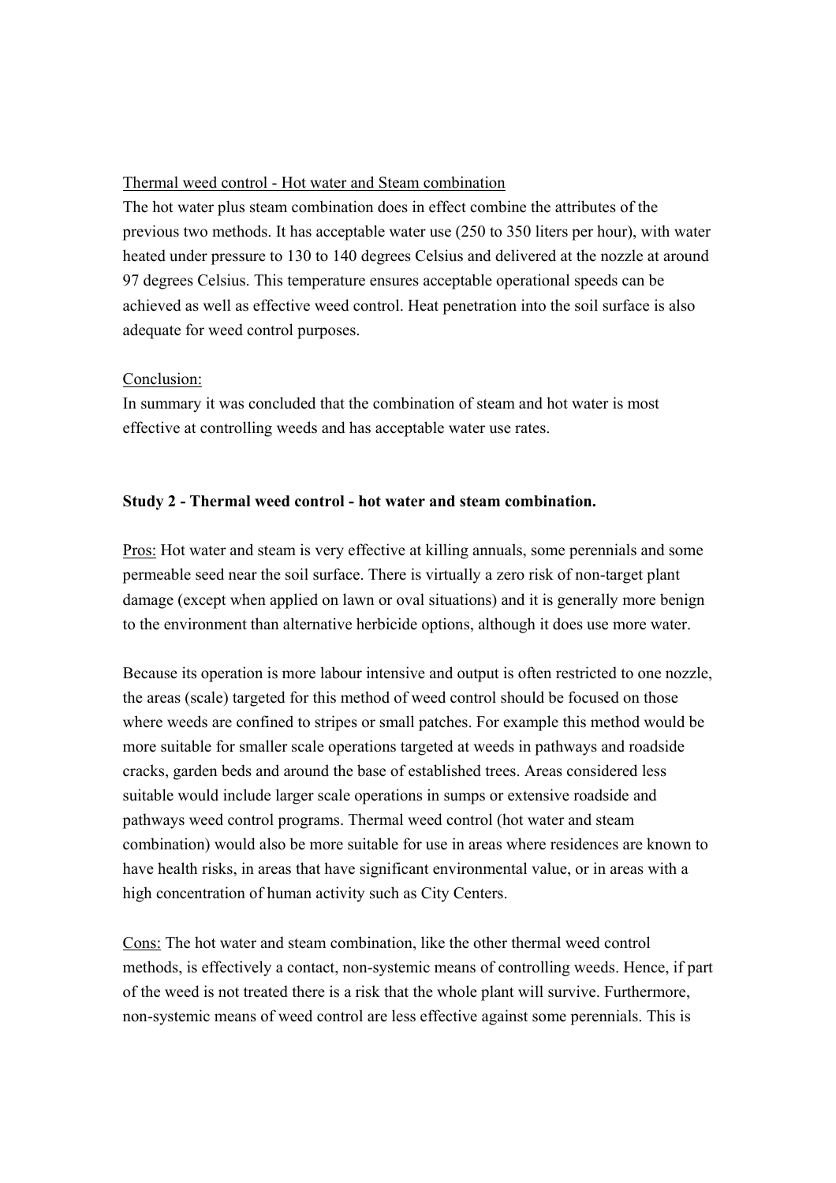Thermal weed control - Hot water and Steam combination

The hot water plus steam combination does in effect combine the attributes of the previous two methods. It has acceptable water use (250 to 350 liters per hour), with water heated under pressure to 130 to 140 degrees Celsius and delivered at the nozzle at around 97 degrees Celsius. This temperature ensures acceptable operational speeds can be achieved as well as effective weed control. Heat penetration into the soil surface is also adequate for weed control purposes.

Conclusion:

In summary it was concluded that the combination of steam and hot water is most effective at controlling weeds and has acceptable water use rates.

**Study 2 - Thermal weed control - hot water and steam combination.**

Pros: Hot water and steam is very effective at killing annuals, some perennials and some permeable seed near the soil surface. There is virtually a zero risk of non-target plant damage (except when applied on lawn or oval situations) and it is generally more benign to the environment than alternative herbicide options, although it does use more water.

Because its operation is more labour intensive and output is often restricted to one nozzle, the areas (scale) targeted for this method of weed control should be focused on those where weeds are confined to stripes or small patches. For example this method would be more suitable for smaller scale operations targeted at weeds in pathways and roadside cracks, garden beds and around the base of established trees. Areas considered less suitable would include larger scale operations in sumps or extensive roadside and pathways weed control programs. Thermal weed control (hot water and steam combination) would also be more suitable for use in areas where residences are known to have health risks, in areas that have significant environmental value, or in areas with a high concentration of human activity such as City Centers.

Cons: The hot water and steam combination, like the other thermal weed control methods, is effectively a contact, non-systemic means of controlling weeds. Hence, if part of the weed is not treated there is a risk that the whole plant will survive. Furthermore, non-systemic means of weed control are less effective against some perennials. This is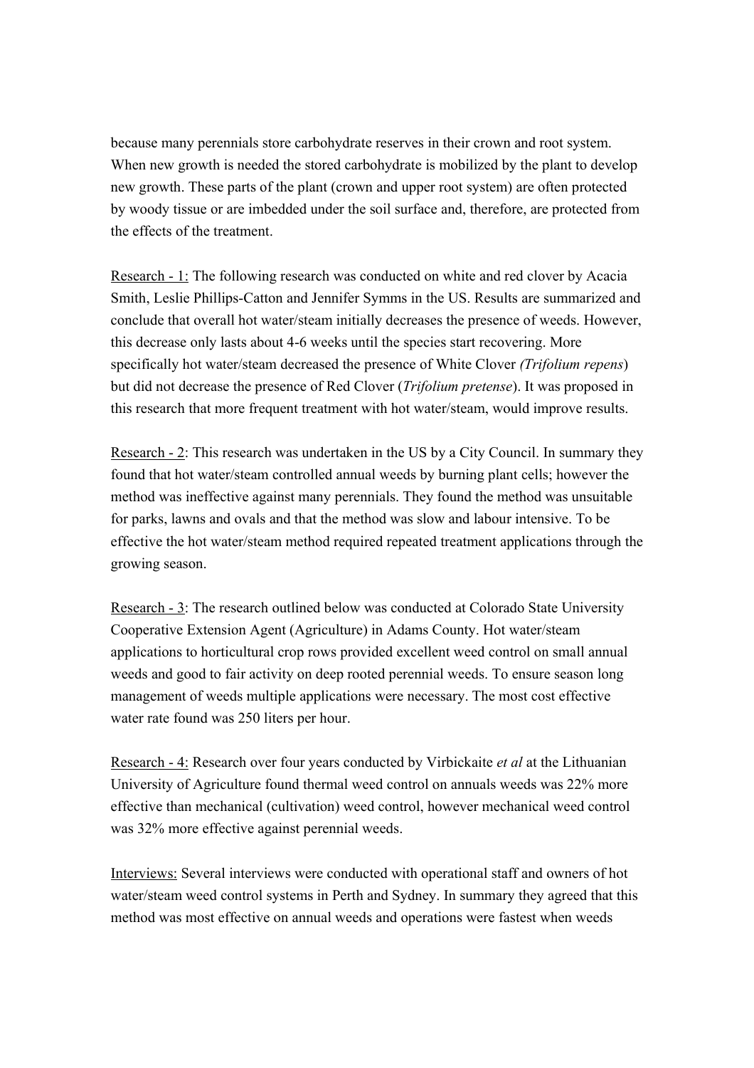because many perennials store carbohydrate reserves in their crown and root system. When new growth is needed the stored carbohydrate is mobilized by the plant to develop new growth. These parts of the plant (crown and upper root system) are often protected by woody tissue or are imbedded under the soil surface and, therefore, are protected from the effects of the treatment.

Research - 1: The following research was conducted on white and red clover by Acacia Smith, Leslie Phillips-Catton and Jennifer Symms in the US. Results are summarized and conclude that overall hot water/steam initially decreases the presence of weeds. However, this decrease only lasts about 4-6 weeks until the species start recovering. More specifically hot water/steam decreased the presence of White Clover *(Trifolium repens*) but did not decrease the presence of Red Clover (*Trifolium pretense*). It was proposed in this research that more frequent treatment with hot water/steam, would improve results.

Research - 2: This research was undertaken in the US by a City Council. In summary they found that hot water/steam controlled annual weeds by burning plant cells; however the method was ineffective against many perennials. They found the method was unsuitable for parks, lawns and ovals and that the method was slow and labour intensive. To be effective the hot water/steam method required repeated treatment applications through the growing season.

Research - 3: The research outlined below was conducted at Colorado State University Cooperative Extension Agent (Agriculture) in Adams County. Hot water/steam applications to horticultural crop rows provided excellent weed control on small annual weeds and good to fair activity on deep rooted perennial weeds. To ensure season long management of weeds multiple applications were necessary. The most cost effective water rate found was 250 liters per hour.

Research - 4: Research over four years conducted by Virbickaite *et al* at the Lithuanian University of Agriculture found thermal weed control on annuals weeds was 22% more effective than mechanical (cultivation) weed control, however mechanical weed control was 32% more effective against perennial weeds.

Interviews: Several interviews were conducted with operational staff and owners of hot water/steam weed control systems in Perth and Sydney. In summary they agreed that this method was most effective on annual weeds and operations were fastest when weeds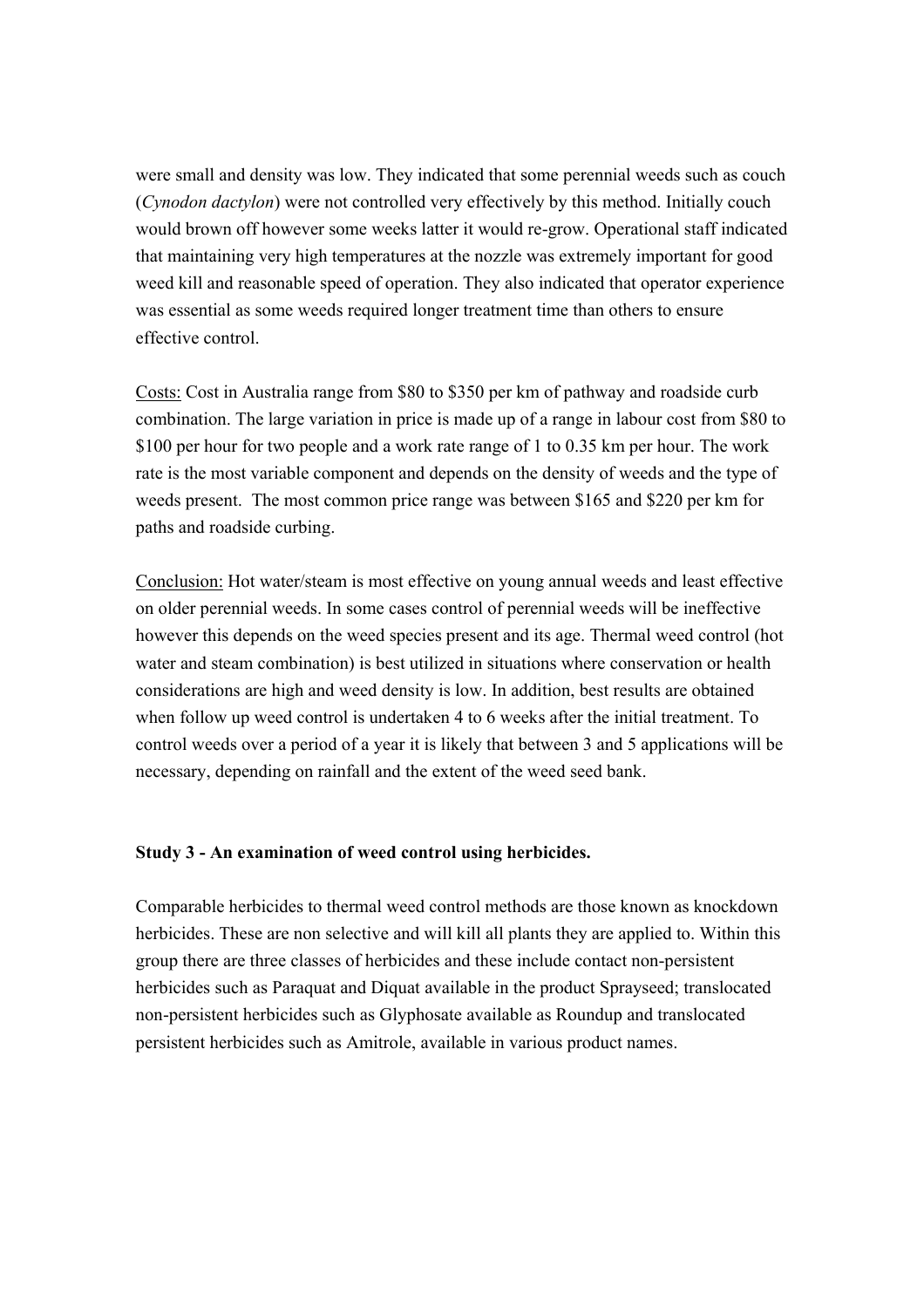were small and density was low. They indicated that some perennial weeds such as couch (*Cynodon dactylon*) were not controlled very effectively by this method. Initially couch would brown off however some weeks latter it would re-grow. Operational staff indicated that maintaining very high temperatures at the nozzle was extremely important for good weed kill and reasonable speed of operation. They also indicated that operator experience was essential as some weeds required longer treatment time than others to ensure effective control.

<u>Costs:</u> Cost in Australia range from $80 to $350 per km of pathway and roadside curb combination. The large variation in price is made up of a range in labour cost from $80 to $100 per hour for two people and a work rate range of 1 to 0.35 km per hour. The work rate is the most variable component and depends on the density of weeds and the type of weeds present. The most common price range was between $165 and $220 per km for paths and roadside curbing.

<u>Conclusion:</u> Hot water/steam is most effective on young annual weeds and least effective on older perennial weeds. In some cases control of perennial weeds will be ineffective however this depends on the weed species present and its age. Thermal weed control (hot water and steam combination) is best utilized in situations where conservation or health considerations are high and weed density is low. In addition, best results are obtained when follow up weed control is undertaken 4 to 6 weeks after the initial treatment. To control weeds over a period of a year it is likely that between 3 and 5 applications will be necessary, depending on rainfall and the extent of the weed seed bank.

**Study 3 - An examination of weed control using herbicides.**

Comparable herbicides to thermal weed control methods are those known as knockdown herbicides. These are non selective and will kill all plants they are applied to. Within this group there are three classes of herbicides and these include contact non-persistent herbicides such as Paraquat and Diquat available in the product Sprayseed; translocated non-persistent herbicides such as Glyphosate available as Roundup and translocated persistent herbicides such as Amitrole, available in various product names.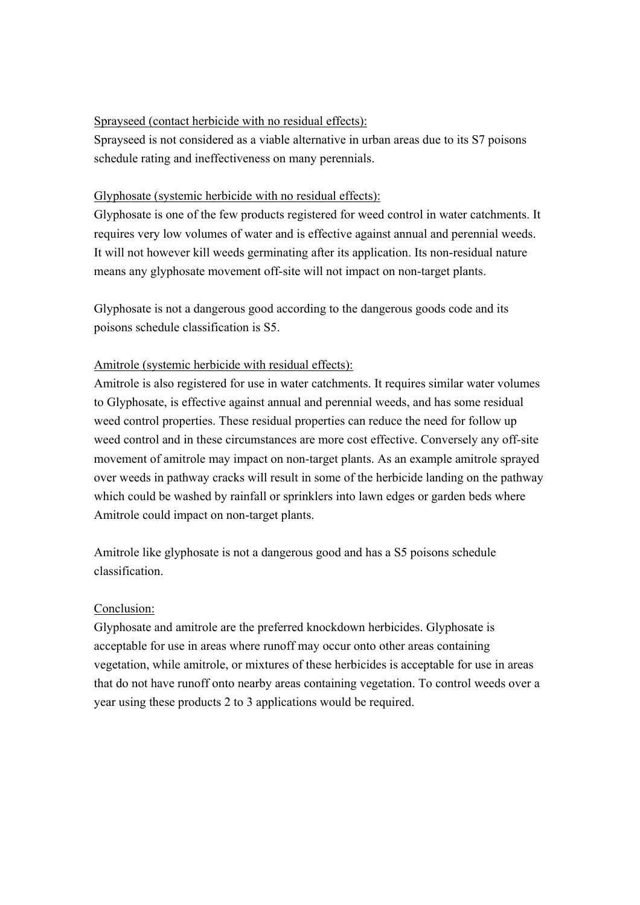<u>Sprayseed (contact herbicide with no residual effects):</u>

Sprayseed is not considered as a viable alternative in urban areas due to its S7 poisons schedule rating and ineffectiveness on many perennials.

<u>Glyphosate (systemic herbicide with no residual effects):</u>

Glyphosate is one of the few products registered for weed control in water catchments. It requires very low volumes of water and is effective against annual and perennial weeds. It will not however kill weeds germinating after its application. Its non-residual nature means any glyphosate movement off-site will not impact on non-target plants.

Glyphosate is not a dangerous good according to the dangerous goods code and its poisons schedule classification is S5.

<u>Amitrole (systemic herbicide with residual effects):</u>

Amitrole is also registered for use in water catchments. It requires similar water volumes to Glyphosate, is effective against annual and perennial weeds, and has some residual weed control properties. These residual properties can reduce the need for follow up weed control and in these circumstances are more cost effective. Conversely any off-site movement of amitrole may impact on non-target plants. As an example amitrole sprayed over weeds in pathway cracks will result in some of the herbicide landing on the pathway which could be washed by rainfall or sprinklers into lawn edges or garden beds where Amitrole could impact on non-target plants.

Amitrole like glyphosate is not a dangerous good and has a S5 poisons schedule classification.

<u>Conclusion:</u>

Glyphosate and amitrole are the preferred knockdown herbicides. Glyphosate is acceptable for use in areas where runoff may occur onto other areas containing vegetation, while amitrole, or mixtures of these herbicides is acceptable for use in areas that do not have runoff onto nearby areas containing vegetation. To control weeds over a year using these products 2 to 3 applications would be required.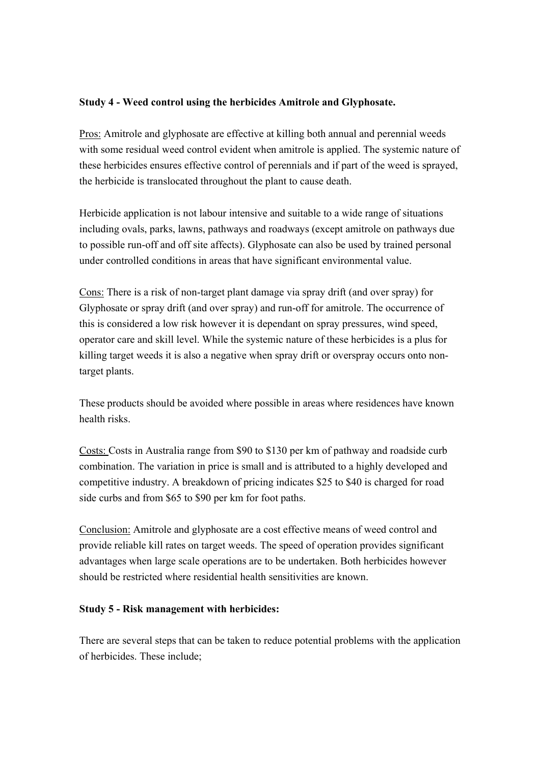**Study 4 - Weed control using the herbicides Amitrole and Glyphosate.**

<u>Pros:</u> Amitrole and glyphosate are effective at killing both annual and perennial weeds with some residual weed control evident when amitrole is applied. The systemic nature of these herbicides ensures effective control of perennials and if part of the weed is sprayed, the herbicide is translocated throughout the plant to cause death.

Herbicide application is not labour intensive and suitable to a wide range of situations including ovals, parks, lawns, pathways and roadways (except amitrole on pathways due to possible run-off and off site affects). Glyphosate can also be used by trained personal under controlled conditions in areas that have significant environmental value.

<u>Cons:</u> There is a risk of non-target plant damage via spray drift (and over spray) for Glyphosate or spray drift (and over spray) and run-off for amitrole. The occurrence of this is considered a low risk however it is dependant on spray pressures, wind speed, operator care and skill level. While the systemic nature of these herbicides is a plus for killing target weeds it is also a negative when spray drift or overspray occurs onto non-target plants.

These products should be avoided where possible in areas where residences have known health risks.

<u>Costs:</u> Costs in Australia range from \$90 to \$130 per km of pathway and roadside curb combination. The variation in price is small and is attributed to a highly developed and competitive industry. A breakdown of pricing indicates \$25 to \$40 is charged for road side curbs and from \$65 to \$90 per km for foot paths.

<u>Conclusion:</u> Amitrole and glyphosate are a cost effective means of weed control and provide reliable kill rates on target weeds. The speed of operation provides significant advantages when large scale operations are to be undertaken. Both herbicides however should be restricted where residential health sensitivities are known.

**Study 5 - Risk management with herbicides:**

There are several steps that can be taken to reduce potential problems with the application of herbicides. These include;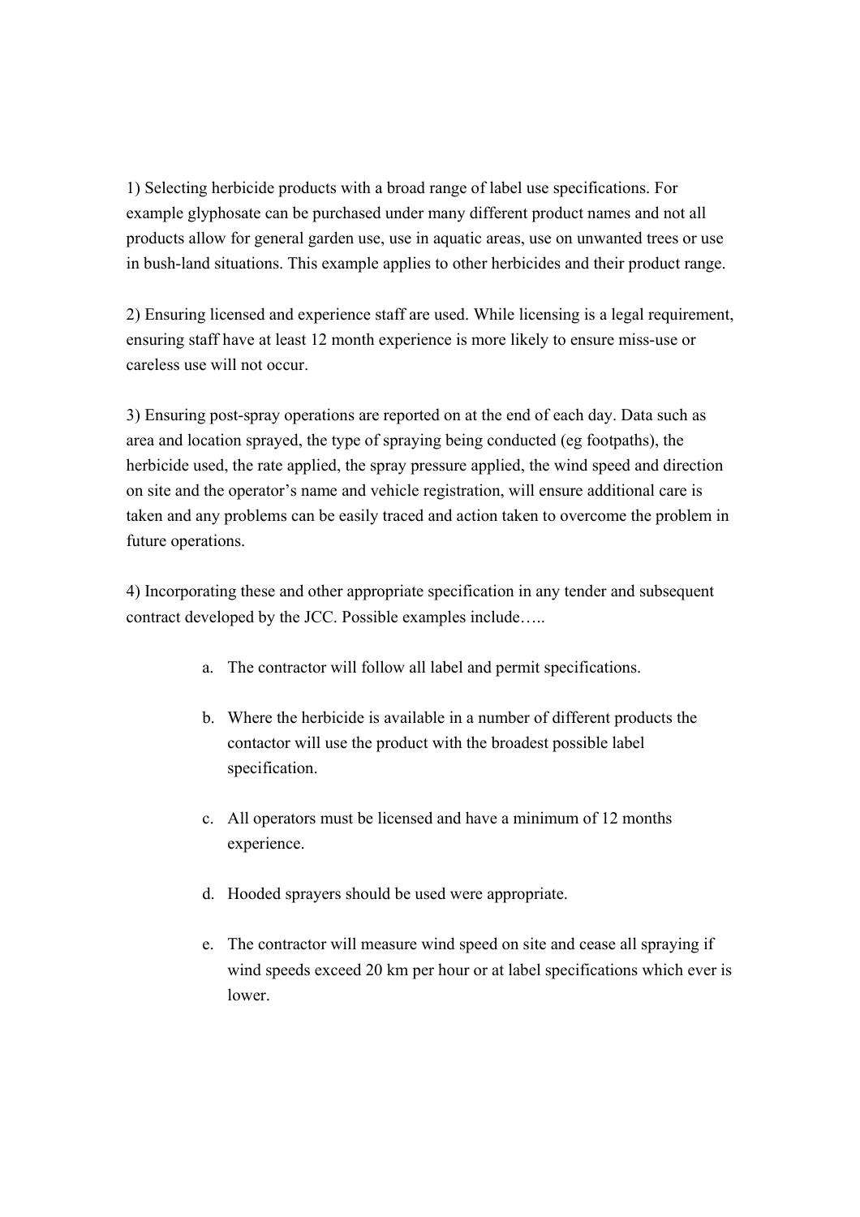1) Selecting herbicide products with a broad range of label use specifications. For example glyphosate can be purchased under many different product names and not all products allow for general garden use, use in aquatic areas, use on unwanted trees or use in bush-land situations. This example applies to other herbicides and their product range.

2) Ensuring licensed and experience staff are used. While licensing is a legal requirement, ensuring staff have at least 12 month experience is more likely to ensure miss-use or careless use will not occur.

3) Ensuring post-spray operations are reported on at the end of each day. Data such as area and location sprayed, the type of spraying being conducted (eg footpaths), the herbicide used, the rate applied, the spray pressure applied, the wind speed and direction on site and the operator's name and vehicle registration, will ensure additional care is taken and any problems can be easily traced and action taken to overcome the problem in future operations.

4) Incorporating these and other appropriate specification in any tender and subsequent contract developed by the JCC. Possible examples include…..

   a. The contractor will follow all label and permit specifications.

   b. Where the herbicide is available in a number of different products the contactor will use the product with the broadest possible label specification.

   c. All operators must be licensed and have a minimum of 12 months experience.

   d. Hooded sprayers should be used were appropriate.

   e. The contractor will measure wind speed on site and cease all spraying if wind speeds exceed 20 km per hour or at label specifications which ever is lower.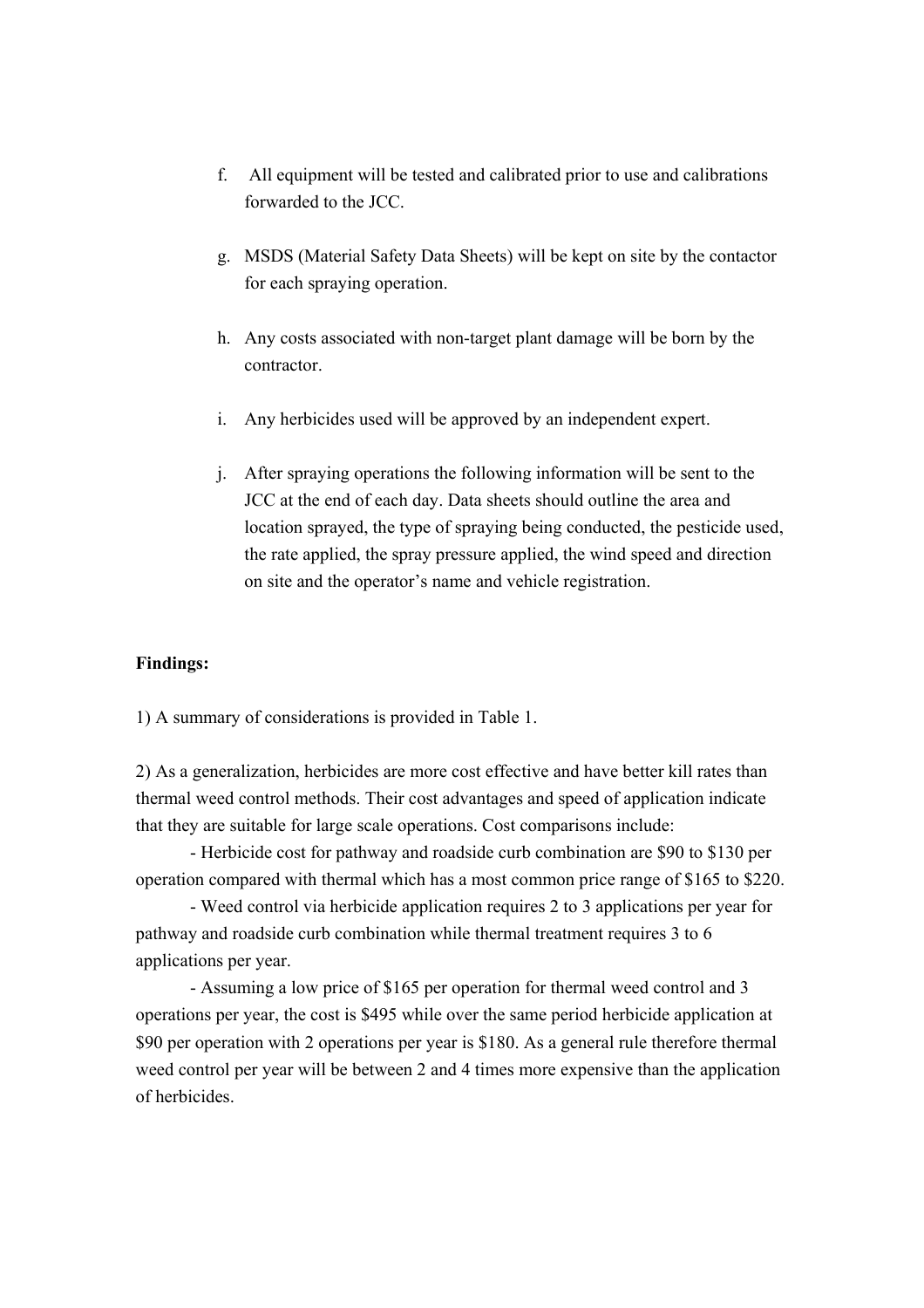f. All equipment will be tested and calibrated prior to use and calibrations forwarded to the JCC.

g. MSDS (Material Safety Data Sheets) will be kept on site by the contactor for each spraying operation.

h. Any costs associated with non-target plant damage will be born by the contractor.

i. Any herbicides used will be approved by an independent expert.

j. After spraying operations the following information will be sent to the JCC at the end of each day. Data sheets should outline the area and location sprayed, the type of spraying being conducted, the pesticide used, the rate applied, the spray pressure applied, the wind speed and direction on site and the operator's name and vehicle registration.

**Findings:**

1) A summary of considerations is provided in Table 1.

2) As a generalization, herbicides are more cost effective and have better kill rates than thermal weed control methods. Their cost advantages and speed of application indicate that they are suitable for large scale operations. Cost comparisons include:

- Herbicide cost for pathway and roadside curb combination are $90 to $130 per operation compared with thermal which has a most common price range of $165 to $220.
- Weed control via herbicide application requires 2 to 3 applications per year for pathway and roadside curb combination while thermal treatment requires 3 to 6 applications per year.
- Assuming a low price of $165 per operation for thermal weed control and 3 operations per year, the cost is $495 while over the same period herbicide application at $90 per operation with 2 operations per year is $180. As a general rule therefore thermal weed control per year will be between 2 and 4 times more expensive than the application of herbicides.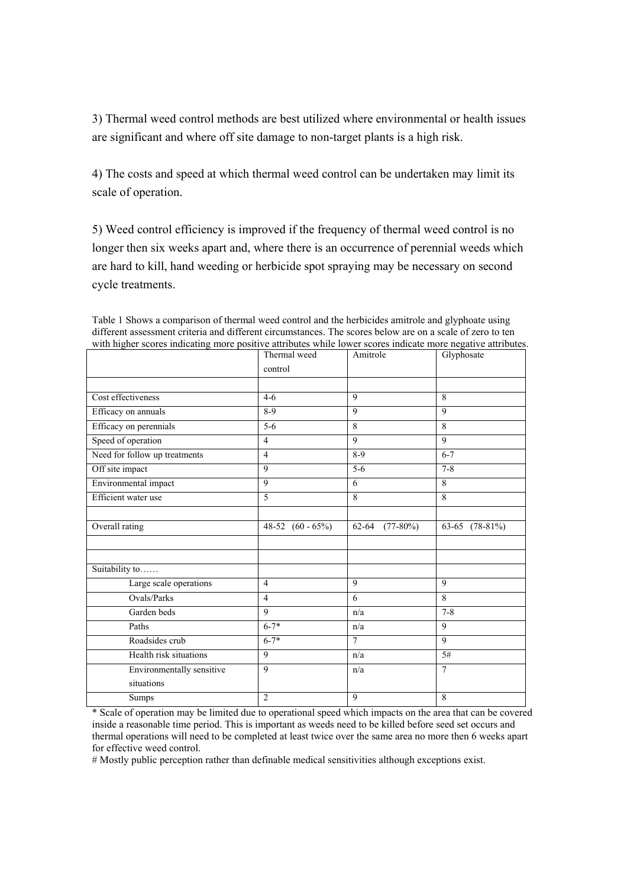3) Thermal weed control methods are best utilized where environmental or health issues are significant and where off site damage to non-target plants is a high risk.

4) The costs and speed at which thermal weed control can be undertaken may limit its scale of operation.

5) Weed control efficiency is improved if the frequency of thermal weed control is no longer then six weeks apart and, where there is an occurrence of perennial weeds which are hard to kill, hand weeding or herbicide spot spraying may be necessary on second cycle treatments.

Table 1 Shows a comparison of thermal weed control and the herbicides amitrole and glyphoate using different assessment criteria and different circumstances. The scores below are on a scale of zero to ten with higher scores indicating more positive attributes while lower scores indicate more negative attributes.

| | Thermal weed control | Amitrole | Glyphosate |
|---|---|---|---|
| | | | |
| Cost effectiveness | 4-6 | 9 | 8 |
| Efficacy on annuals | 8-9 | 9 | 9 |
| Efficacy on perennials | 5-6 | 8 | 8 |
| Speed of operation | 4 | 9 | 9 |
| Need for follow up treatments | 4 | 8-9 | 6-7 |
| Off site impact | 9 | 5-6 | 7-8 |
| Environmental impact | 9 | 6 | 8 |
| Efficient water use | 5 | 8 | 8 |
| | | | |
| Overall rating | 48-52 (60 - 65%) | 62-64 (77-80%) | 63-65 (78-81%) |
| | | | |
| | | | |
| Suitability to…… | | | |
| Large scale operations | 4 | 9 | 9 |
| Ovals/Parks | 4 | 6 | 8 |
| Garden beds | 9 | n/a | 7-8 |
| Paths | 6-7* | n/a | 9 |
| Roadsides crub | 6-7* | 7 | 9 |
| Health risk situations | 9 | n/a | 5# |
| Environmentally sensitive situations | 9 | n/a | 7 |
| Sumps | 2 | 9 | 8 |

* Scale of operation may be limited due to operational speed which impacts on the area that can be covered inside a reasonable time period. This is important as weeds need to be killed before seed set occurs and thermal operations will need to be completed at least twice over the same area no more then 6 weeks apart for effective weed control.

# Mostly public perception rather than definable medical sensitivities although exceptions exist.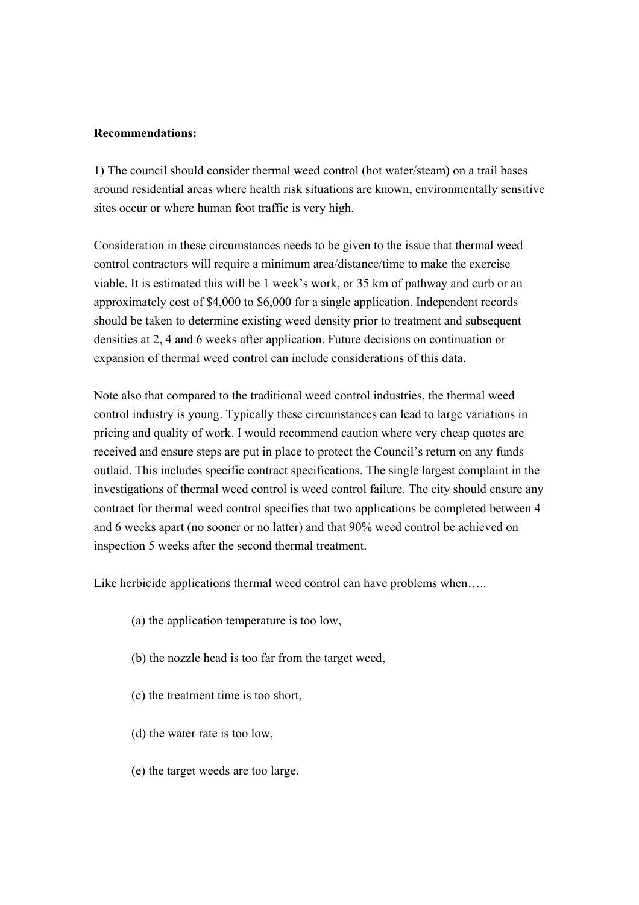**Recommendations:**

1) The council should consider thermal weed control (hot water/steam) on a trail bases around residential areas where health risk situations are known, environmentally sensitive sites occur or where human foot traffic is very high.

Consideration in these circumstances needs to be given to the issue that thermal weed control contractors will require a minimum area/distance/time to make the exercise viable. It is estimated this will be 1 week's work, or 35 km of pathway and curb or an approximately cost of $4,000 to $6,000 for a single application. Independent records should be taken to determine existing weed density prior to treatment and subsequent densities at 2, 4 and 6 weeks after application. Future decisions on continuation or expansion of thermal weed control can include considerations of this data.

Note also that compared to the traditional weed control industries, the thermal weed control industry is young. Typically these circumstances can lead to large variations in pricing and quality of work. I would recommend caution where very cheap quotes are received and ensure steps are put in place to protect the Council's return on any funds outlaid. This includes specific contract specifications. The single largest complaint in the investigations of thermal weed control is weed control failure. The city should ensure any contract for thermal weed control specifies that two applications be completed between 4 and 6 weeks apart (no sooner or no latter) and that 90% weed control be achieved on inspection 5 weeks after the second thermal treatment.

Like herbicide applications thermal weed control can have problems when…..

(a) the application temperature is too low,

(b) the nozzle head is too far from the target weed,

(c) the treatment time is too short,

(d) the water rate is too low,

(e) the target weeds are too large.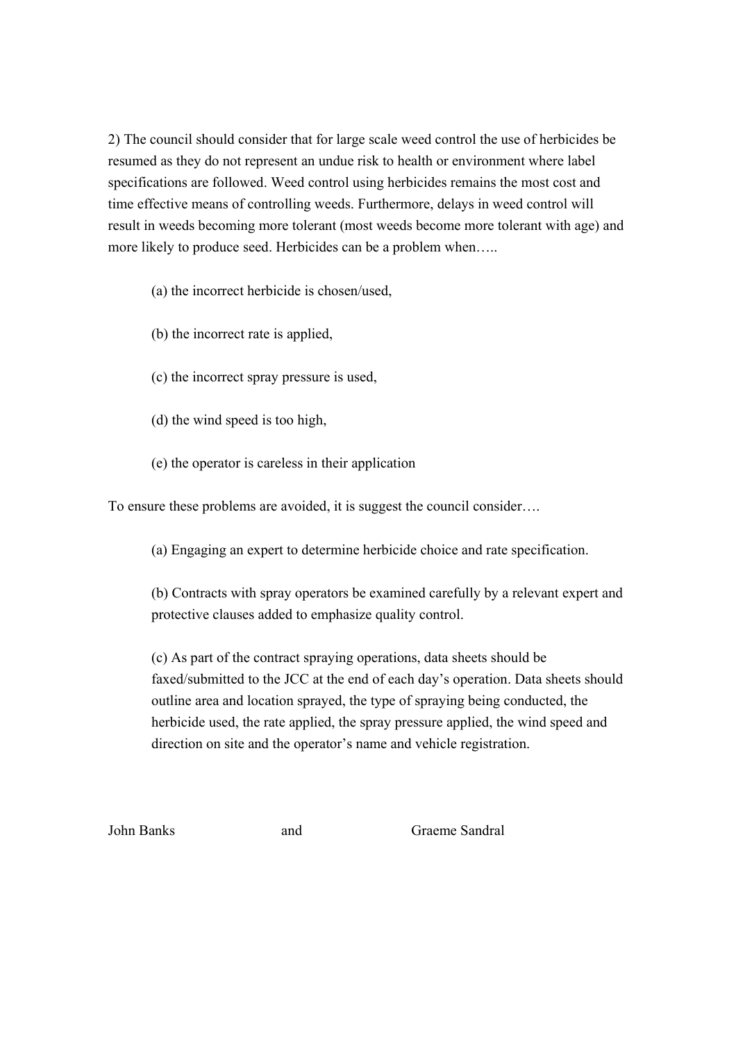2) The council should consider that for large scale weed control the use of herbicides be resumed as they do not represent an undue risk to health or environment where label specifications are followed. Weed control using herbicides remains the most cost and time effective means of controlling weeds. Furthermore, delays in weed control will result in weeds becoming more tolerant (most weeds become more tolerant with age) and more likely to produce seed. Herbicides can be a problem when…..

(a) the incorrect herbicide is chosen/used,

(b) the incorrect rate is applied,

(c) the incorrect spray pressure is used,

(d) the wind speed is too high,

(e) the operator is careless in their application

To ensure these problems are avoided, it is suggest the council consider….

(a) Engaging an expert to determine herbicide choice and rate specification.

(b) Contracts with spray operators be examined carefully by a relevant expert and protective clauses added to emphasize quality control.

(c) As part of the contract spraying operations, data sheets should be faxed/submitted to the JCC at the end of each day's operation. Data sheets should outline area and location sprayed, the type of spraying being conducted, the herbicide used, the rate applied, the spray pressure applied, the wind speed and direction on site and the operator's name and vehicle registration.

John Banks and Graeme Sandral